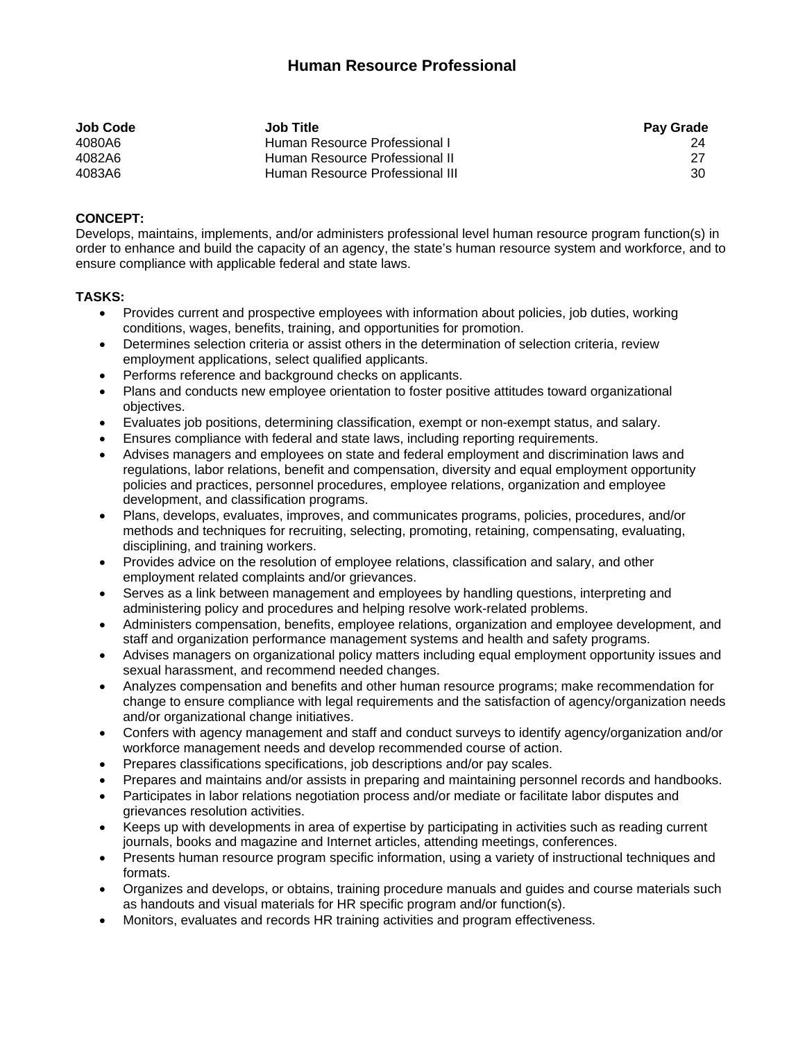# Human Resource Professional

| Job Code | Job Title | Pay Grade |
|---|---|---|
| 4080A6 | Human Resource Professional I | 24 |
| 4082A6 | Human Resource Professional II | 27 |
| 4083A6 | Human Resource Professional III | 30 |

**CONCEPT:**
Develops, maintains, implements, and/or administers professional level human resource program function(s) in order to enhance and build the capacity of an agency, the state's human resource system and workforce, and to ensure compliance with applicable federal and state laws.

**TASKS:**

- Provides current and prospective employees with information about policies, job duties, working conditions, wages, benefits, training, and opportunities for promotion.
- Determines selection criteria or assist others in the determination of selection criteria, review employment applications, select qualified applicants.
- Performs reference and background checks on applicants.
- Plans and conducts new employee orientation to foster positive attitudes toward organizational objectives.
- Evaluates job positions, determining classification, exempt or non-exempt status, and salary.
- Ensures compliance with federal and state laws, including reporting requirements.
- Advises managers and employees on state and federal employment and discrimination laws and regulations, labor relations, benefit and compensation, diversity and equal employment opportunity policies and practices, personnel procedures, employee relations, organization and employee development, and classification programs.
- Plans, develops, evaluates, improves, and communicates programs, policies, procedures, and/or methods and techniques for recruiting, selecting, promoting, retaining, compensating, evaluating, disciplining, and training workers.
- Provides advice on the resolution of employee relations, classification and salary, and other employment related complaints and/or grievances.
- Serves as a link between management and employees by handling questions, interpreting and administering policy and procedures and helping resolve work-related problems.
- Administers compensation, benefits, employee relations, organization and employee development, and staff and organization performance management systems and health and safety programs.
- Advises managers on organizational policy matters including equal employment opportunity issues and sexual harassment, and recommend needed changes.
- Analyzes compensation and benefits and other human resource programs; make recommendation for change to ensure compliance with legal requirements and the satisfaction of agency/organization needs and/or organizational change initiatives.
- Confers with agency management and staff and conduct surveys to identify agency/organization and/or workforce management needs and develop recommended course of action.
- Prepares classifications specifications, job descriptions and/or pay scales.
- Prepares and maintains and/or assists in preparing and maintaining personnel records and handbooks.
- Participates in labor relations negotiation process and/or mediate or facilitate labor disputes and grievances resolution activities.
- Keeps up with developments in area of expertise by participating in activities such as reading current journals, books and magazine and Internet articles, attending meetings, conferences.
- Presents human resource program specific information, using a variety of instructional techniques and formats.
- Organizes and develops, or obtains, training procedure manuals and guides and course materials such as handouts and visual materials for HR specific program and/or function(s).
- Monitors, evaluates and records HR training activities and program effectiveness.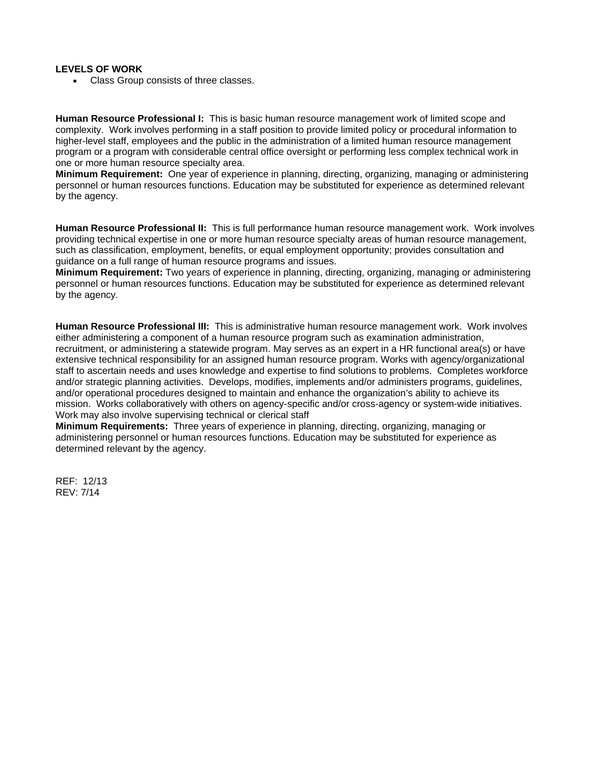**LEVELS OF WORK**

- Class Group consists of three classes.

**Human Resource Professional I:** This is basic human resource management work of limited scope and complexity. Work involves performing in a staff position to provide limited policy or procedural information to higher-level staff, employees and the public in the administration of a limited human resource management program or a program with considerable central office oversight or performing less complex technical work in one or more human resource specialty area.
**Minimum Requirement:** One year of experience in planning, directing, organizing, managing or administering personnel or human resources functions. Education may be substituted for experience as determined relevant by the agency.

**Human Resource Professional II:** This is full performance human resource management work. Work involves providing technical expertise in one or more human resource specialty areas of human resource management, such as classification, employment, benefits, or equal employment opportunity; provides consultation and guidance on a full range of human resource programs and issues.
**Minimum Requirement:** Two years of experience in planning, directing, organizing, managing or administering personnel or human resources functions. Education may be substituted for experience as determined relevant by the agency.

**Human Resource Professional III:** This is administrative human resource management work. Work involves either administering a component of a human resource program such as examination administration, recruitment, or administering a statewide program. May serves as an expert in a HR functional area(s) or have extensive technical responsibility for an assigned human resource program. Works with agency/organizational staff to ascertain needs and uses knowledge and expertise to find solutions to problems. Completes workforce and/or strategic planning activities. Develops, modifies, implements and/or administers programs, guidelines, and/or operational procedures designed to maintain and enhance the organization's ability to achieve its mission. Works collaboratively with others on agency-specific and/or cross-agency or system-wide initiatives. Work may also involve supervising technical or clerical staff
**Minimum Requirements:** Three years of experience in planning, directing, organizing, managing or administering personnel or human resources functions. Education may be substituted for experience as determined relevant by the agency.

REF: 12/13
REV: 7/14